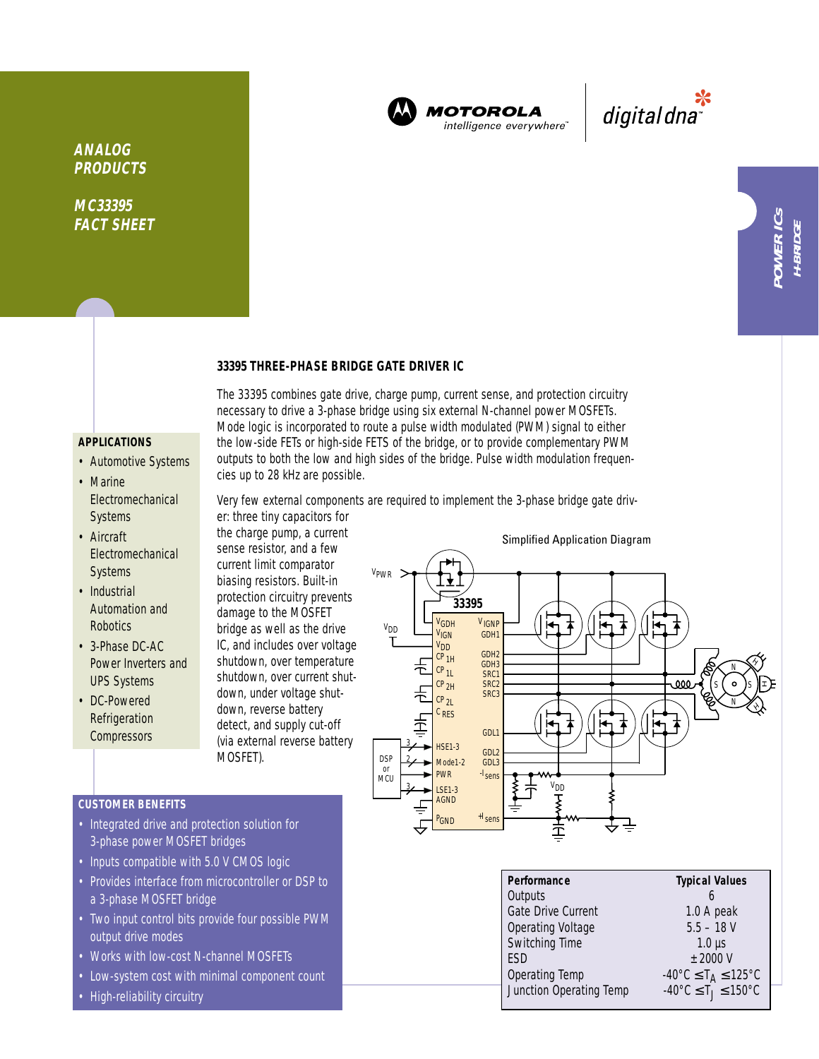# ANALOG PRODUCTS

## MC33395 FACT SHEET

MOTOROLA intelligence everywhere™ digital dna™

POWER ICs H-BRIDGE

### 33395 THREE-PHASE BRIDGE GATE DRIVER IC

The 33395 combines gate drive, charge pump, current sense, and protection circuitry necessary to drive a 3-phase bridge using six external N-channel power MOSFETs. Mode logic is incorporated to route a pulse width modulated (PWM) signal to either the low-side FETs or high-side FETS of the bridge, or to provide complementary PWM outputs to both the low and high sides of the bridge. Pulse width modulation frequencies up to 28 kHz are possible.

Very few external components are required to implement the 3-phase bridge gate driver: three tiny capacitors for the charge pump, a current sense resistor, and a few current limit comparator biasing resistors. Built-in protection circuitry prevents damage to the MOSFET bridge as well as the drive IC, and includes over voltage shutdown, over temperature shutdown, over current shutdown, under voltage shutdown, reverse battery detect, and supply cut-off (via external reverse battery MOSFET).

Simplified Application Diagram

### APPLICATIONS

- Automotive Systems
- Marine Electromechanical Systems
- Aircraft Electromechanical Systems
- Industrial Automation and Robotics
- 3-Phase DC-AC Power Inverters and UPS Systems
- DC-Powered Refrigeration Compressors

### CUSTOMER BENEFITS

- Integrated drive and protection solution for 3-phase power MOSFET bridges
- Inputs compatible with 5.0 V CMOS logic
- Provides interface from microcontroller or DSP to a 3-phase MOSFET bridge
- Two input control bits provide four possible PWM output drive modes
- Works with low-cost N-channel MOSFETs
- Low-system cost with minimal component count
- High-reliability circuitry

| Performance | Typical Values |
|---|---|
| Outputs | 6 |
| Gate Drive Current | 1.0 A peak |
| Operating Voltage | 5.5 – 18 V |
| Switching Time | 1.0 µs |
| ESD | ±2000 V |
| Operating Temp | $-40°C \leq T_A \leq 125°C$ |
| Junction Operating Temp | $-40°C \leq T_J \leq 150°C$ |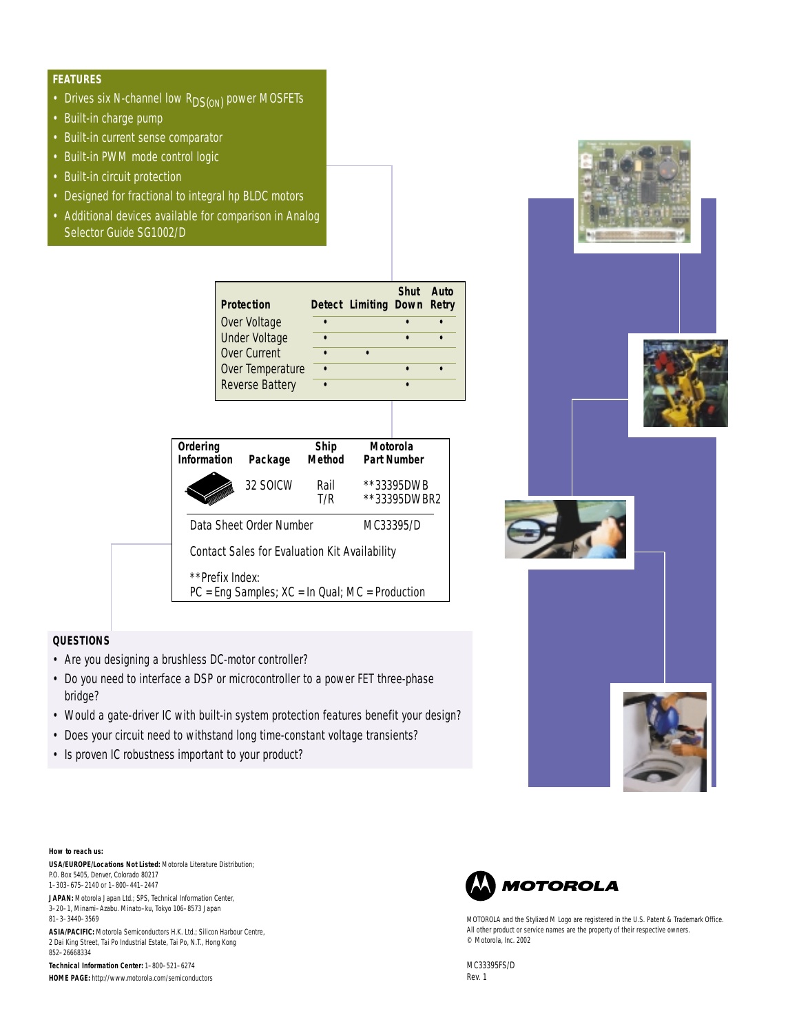## FEATURES

- Drives six N-channel low $R_{DS(ON)}$ power MOSFETs
- Built-in charge pump
- Built-in current sense comparator
- Built-in PWM mode control logic
- Built-in circuit protection
- Designed for fractional to integral hp BLDC motors
- Additional devices available for comparison in Analog Selector Guide SG1002/D

| Protection | Detect | Limiting | Shut Down | Auto Retry |
|---|---|---|---|---|
| Over Voltage | • | | • | • |
| Under Voltage | • | | • | • |
| Over Current | • | • | | |
| Over Temperature | • | | • | • |
| Reverse Battery | • | | • | |

| Ordering Information | Package | Ship Method | Motorola Part Number |
|---|---|---|---|
| | 32 SOICW | Rail<br>T/R | **33395DWB<br>**33395DWBR2 |
| Data Sheet Order Number | | | MC33395/D |
| Contact Sales for Evaluation Kit Availability | | | |
| **Prefix Index:<br>PC = Eng Samples; XC = In Qual; MC = Production | | | |

## QUESTIONS

- Are you designing a brushless DC-motor controller?
- Do you need to interface a DSP or microcontroller to a power FET three-phase bridge?
- Would a gate-driver IC with built-in system protection features benefit your design?
- Does your circuit need to withstand long time-constant voltage transients?
- Is proven IC robustness important to your product?

**How to reach us:**

**USA/EUROPE/Locations Not Listed:** Motorola Literature Distribution; P.O. Box 5405, Denver, Colorado 80217
1–303–675–2140 or 1–800–441–2447

**JAPAN:** Motorola Japan Ltd.; SPS, Technical Information Center, 3–20–1, Minami–Azabu. Minato–ku, Tokyo 106–8573 Japan
81–3–3440–3569

**ASIA/PACIFIC:** Motorola Semiconductors H.K. Ltd.; Silicon Harbour Centre, 2 Dai King Street, Tai Po Industrial Estate, Tai Po, N.T., Hong Kong
852–26668334

**Technical Information Center:** 1–800–521–6274

**HOME PAGE:** http://www.motorola.com/semiconductors

**MOTOROLA**

MOTOROLA and the Stylized M Logo are registered in the U.S. Patent & Trademark Office. All other product or service names are the property of their respective owners.
© Motorola, Inc. 2002

MC33395FS/D
Rev. 1